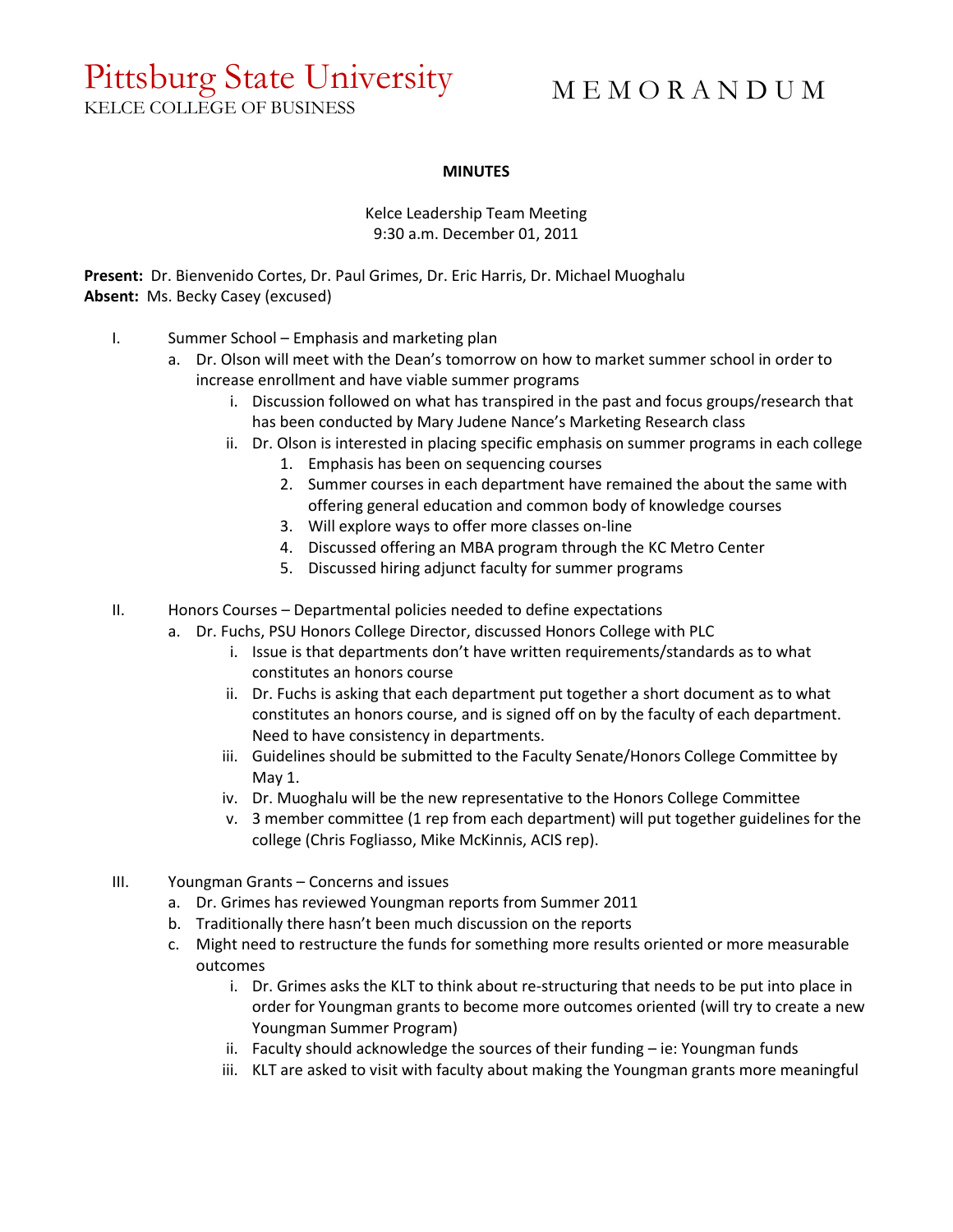Pittsburg State University
KELCE COLLEGE OF BUSINESS

# M E M O R A N D U M

**MINUTES**

Kelce Leadership Team Meeting
9:30 a.m. December 01, 2011

**Present:** Dr. Bienvenido Cortes, Dr. Paul Grimes, Dr. Eric Harris, Dr. Michael Muoghalu
**Absent:** Ms. Becky Casey (excused)

I. Summer School – Emphasis and marketing plan
   a. Dr. Olson will meet with the Dean's tomorrow on how to market summer school in order to increase enrollment and have viable summer programs
      i. Discussion followed on what has transpired in the past and focus groups/research that has been conducted by Mary Judene Nance's Marketing Research class
      ii. Dr. Olson is interested in placing specific emphasis on summer programs in each college
         1. Emphasis has been on sequencing courses
         2. Summer courses in each department have remained the about the same with offering general education and common body of knowledge courses
         3. Will explore ways to offer more classes on-line
         4. Discussed offering an MBA program through the KC Metro Center
         5. Discussed hiring adjunct faculty for summer programs

II. Honors Courses – Departmental policies needed to define expectations
   a. Dr. Fuchs, PSU Honors College Director, discussed Honors College with PLC
      i. Issue is that departments don't have written requirements/standards as to what constitutes an honors course
      ii. Dr. Fuchs is asking that each department put together a short document as to what constitutes an honors course, and is signed off on by the faculty of each department. Need to have consistency in departments.
      iii. Guidelines should be submitted to the Faculty Senate/Honors College Committee by May 1.
      iv. Dr. Muoghalu will be the new representative to the Honors College Committee
      v. 3 member committee (1 rep from each department) will put together guidelines for the college (Chris Fogliasso, Mike McKinnis, ACIS rep).

III. Youngman Grants – Concerns and issues
   a. Dr. Grimes has reviewed Youngman reports from Summer 2011
   b. Traditionally there hasn't been much discussion on the reports
   c. Might need to restructure the funds for something more results oriented or more measurable outcomes
      i. Dr. Grimes asks the KLT to think about re-structuring that needs to be put into place in order for Youngman grants to become more outcomes oriented (will try to create a new Youngman Summer Program)
      ii. Faculty should acknowledge the sources of their funding – ie: Youngman funds
      iii. KLT are asked to visit with faculty about making the Youngman grants more meaningful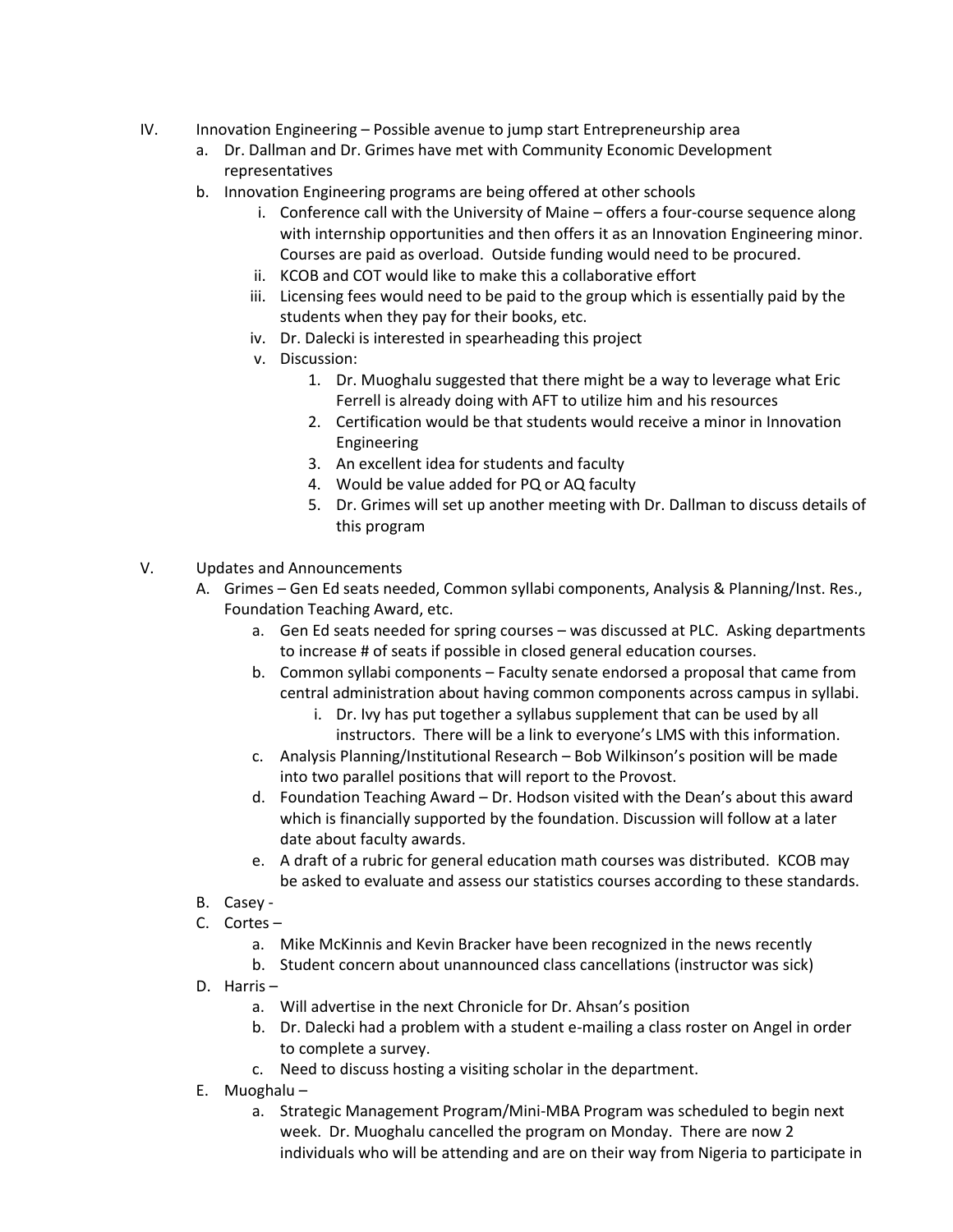IV. Innovation Engineering – Possible avenue to jump start Entrepreneurship area
   a. Dr. Dallman and Dr. Grimes have met with Community Economic Development representatives
   b. Innovation Engineering programs are being offered at other schools
      i. Conference call with the University of Maine – offers a four-course sequence along with internship opportunities and then offers it as an Innovation Engineering minor. Courses are paid as overload. Outside funding would need to be procured.
      ii. KCOB and COT would like to make this a collaborative effort
      iii. Licensing fees would need to be paid to the group which is essentially paid by the students when they pay for their books, etc.
      iv. Dr. Dalecki is interested in spearheading this project
      v. Discussion:
         1. Dr. Muoghalu suggested that there might be a way to leverage what Eric Ferrell is already doing with AFT to utilize him and his resources
         2. Certification would be that students would receive a minor in Innovation Engineering
         3. An excellent idea for students and faculty
         4. Would be value added for PQ or AQ faculty
         5. Dr. Grimes will set up another meeting with Dr. Dallman to discuss details of this program

V. Updates and Announcements
   A. Grimes – Gen Ed seats needed, Common syllabi components, Analysis & Planning/Inst. Res., Foundation Teaching Award, etc.
      a. Gen Ed seats needed for spring courses – was discussed at PLC. Asking departments to increase # of seats if possible in closed general education courses.
      b. Common syllabi components – Faculty senate endorsed a proposal that came from central administration about having common components across campus in syllabi.
         i. Dr. Ivy has put together a syllabus supplement that can be used by all instructors. There will be a link to everyone's LMS with this information.
      c. Analysis Planning/Institutional Research – Bob Wilkinson's position will be made into two parallel positions that will report to the Provost.
      d. Foundation Teaching Award – Dr. Hodson visited with the Dean's about this award which is financially supported by the foundation. Discussion will follow at a later date about faculty awards.
      e. A draft of a rubric for general education math courses was distributed. KCOB may be asked to evaluate and assess our statistics courses according to these standards.
   B. Casey -
   C. Cortes –
      a. Mike McKinnis and Kevin Bracker have been recognized in the news recently
      b. Student concern about unannounced class cancellations (instructor was sick)
   D. Harris –
      a. Will advertise in the next Chronicle for Dr. Ahsan's position
      b. Dr. Dalecki had a problem with a student e-mailing a class roster on Angel in order to complete a survey.
      c. Need to discuss hosting a visiting scholar in the department.
   E. Muoghalu –
      a. Strategic Management Program/Mini-MBA Program was scheduled to begin next week. Dr. Muoghalu cancelled the program on Monday. There are now 2 individuals who will be attending and are on their way from Nigeria to participate in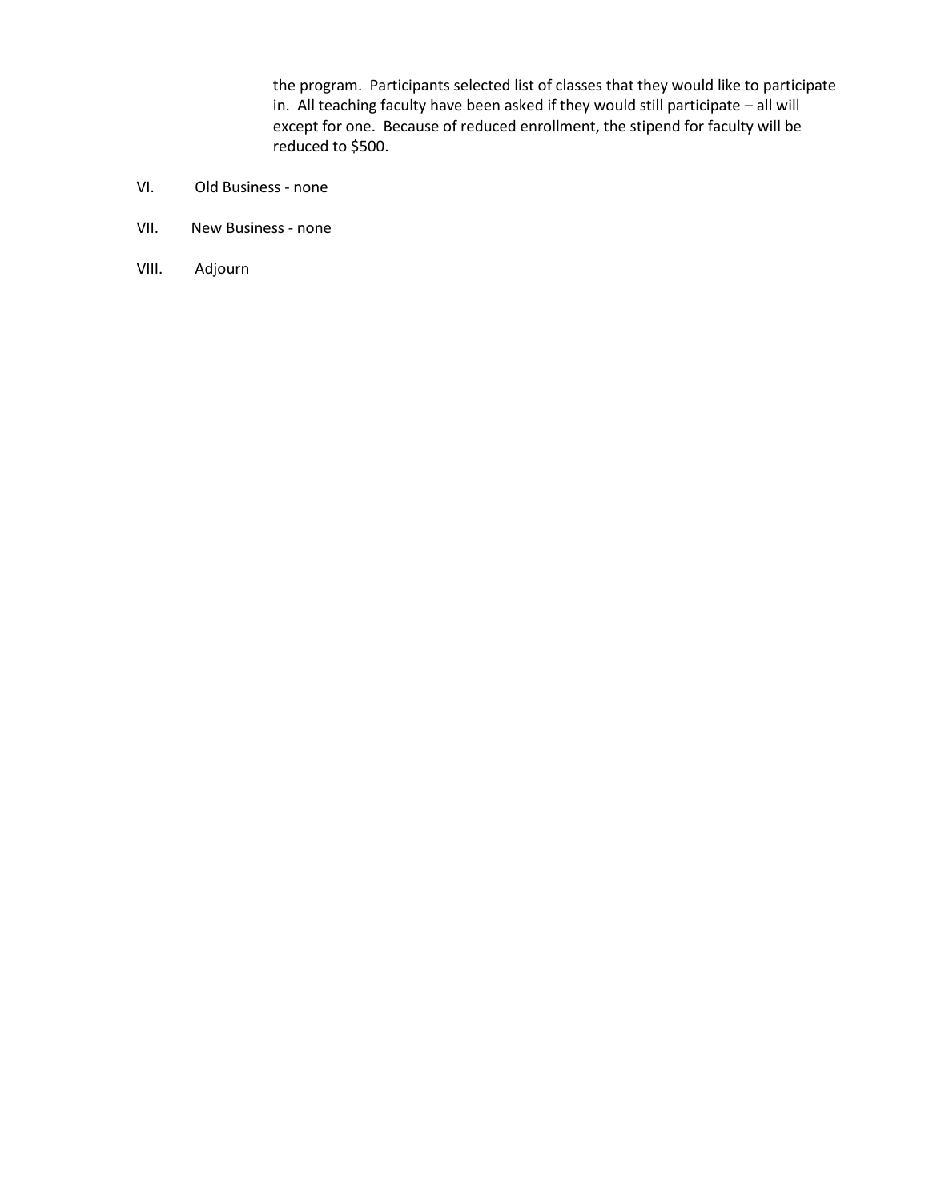the program. Participants selected list of classes that they would like to participate in. All teaching faculty have been asked if they would still participate – all will except for one. Because of reduced enrollment, the stipend for faculty will be reduced to $500.

VI. Old Business - none

VII. New Business - none

VIII. Adjourn